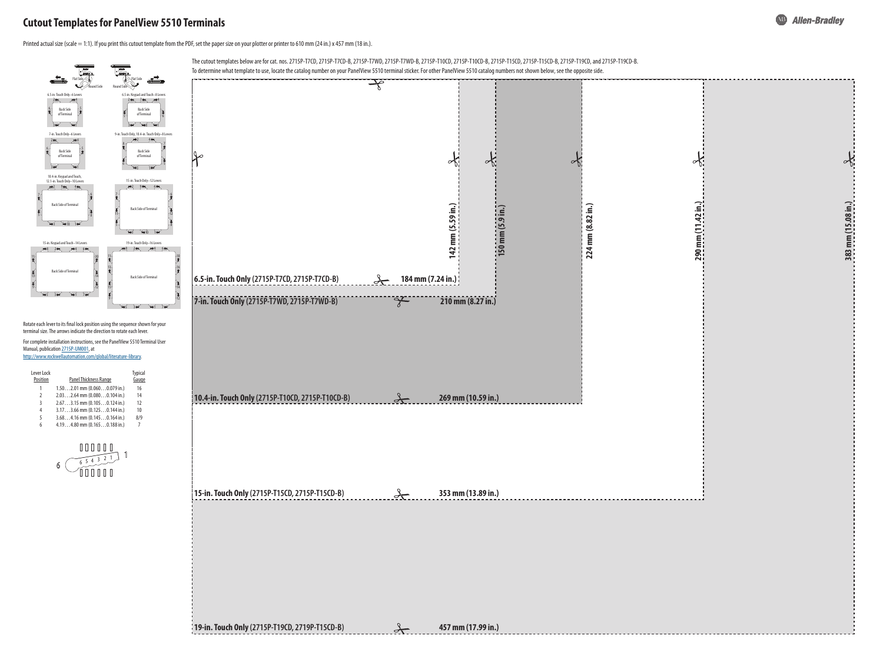# Cutout Templates for PanelView 5510 Terminals

Printed actual size (scale = 1:1). If you print this cutout template from the PDF, set the paper size on your plotter or printer to 610 mm (24 in.) x 457 mm (18 in.).

The cutout templates below are for cat. nos. 2715P-T7CD, 2715P-T7CD-B, 2715P-T7WD, 2715P-T7WD-B, 2715P-T10CD, 2715P-T10CD-B, 2715P-T15CD, 2715P-T15CD-B, 2715P-T19CD, and 2715P-T19CD-B.
To determine what template to use, locate the catalog number on your PanelView 5510 terminal sticker. For other PanelView 5510 catalog numbers not shown below, see the opposite side.

Flat Side | Round Side | Round Side | Flat Side

6.5-in. Touch Only–6 Levers | 6.5-in. Keypad and Touch–8 Levers

7-in. Touch Only–6 Levers | 9-in. Touch Only, 10.4-in. Touch Only–8 Levers

10.4-in. Keypad and Touch, 12.1-in. Touch Only–10 Levers | 15-in. Touch Only–12 Levers

15-in. Keypad and Touch–14 Levers | 19-in. Touch Only–16 Levers

Back Side of Terminal

Rotate each lever to its final lock position using the sequence shown for your terminal size. The arrows indicate the direction to rotate each lever.

For complete installation instructions, see the PanelView 5510 Terminal User Manual, publication 2715P-UM001, at http://www.rockwellautomation.com/global/literature-library.

| Lever Lock Position | Panel Thickness Range | Typical Gauge |
|---|---|---|
| 1 | 1.50…2.01 mm (0.060…0.079 in.) | 16 |
| 2 | 2.03…2.64 mm (0.080…0.104 in.) | 14 |
| 3 | 2.67…3.15 mm (0.105…0.124 in.) | 12 |
| 4 | 3.17…3.66 mm (0.125…0.144 in.) | 10 |
| 5 | 3.68…4.16 mm (0.145…0.164 in.) | 8/9 |
| 6 | 4.19…4.80 mm (0.165…0.188 in.) | 7 |

**6.5-in. Touch Only** (2715P-T7CD, 2715P-T7CD-B) — **184 mm (7.24 in.)** x **142 mm (5.59 in.)**

**7-in. Touch Only** (2715P-T7WD, 2715P-T7WD-B) — **210 mm (8.27 in.)** x **150 mm (5.9 in.)**

**10.4-in. Touch Only** (2715P-T10CD, 2715P-T10CD-B) — **269 mm (10.59 in.)** x **224 mm (8.82 in.)**

**15-in. Touch Only** (2715P-T15CD, 2715P-T15CD-B) — **353 mm (13.89 in.)** x **290 mm (11.42 in.)**

**19-in. Touch Only** (2715P-T19CD, 2719P-T15CD-B) — **457 mm (17.99 in.)** x **383 mm (15.08 in.)**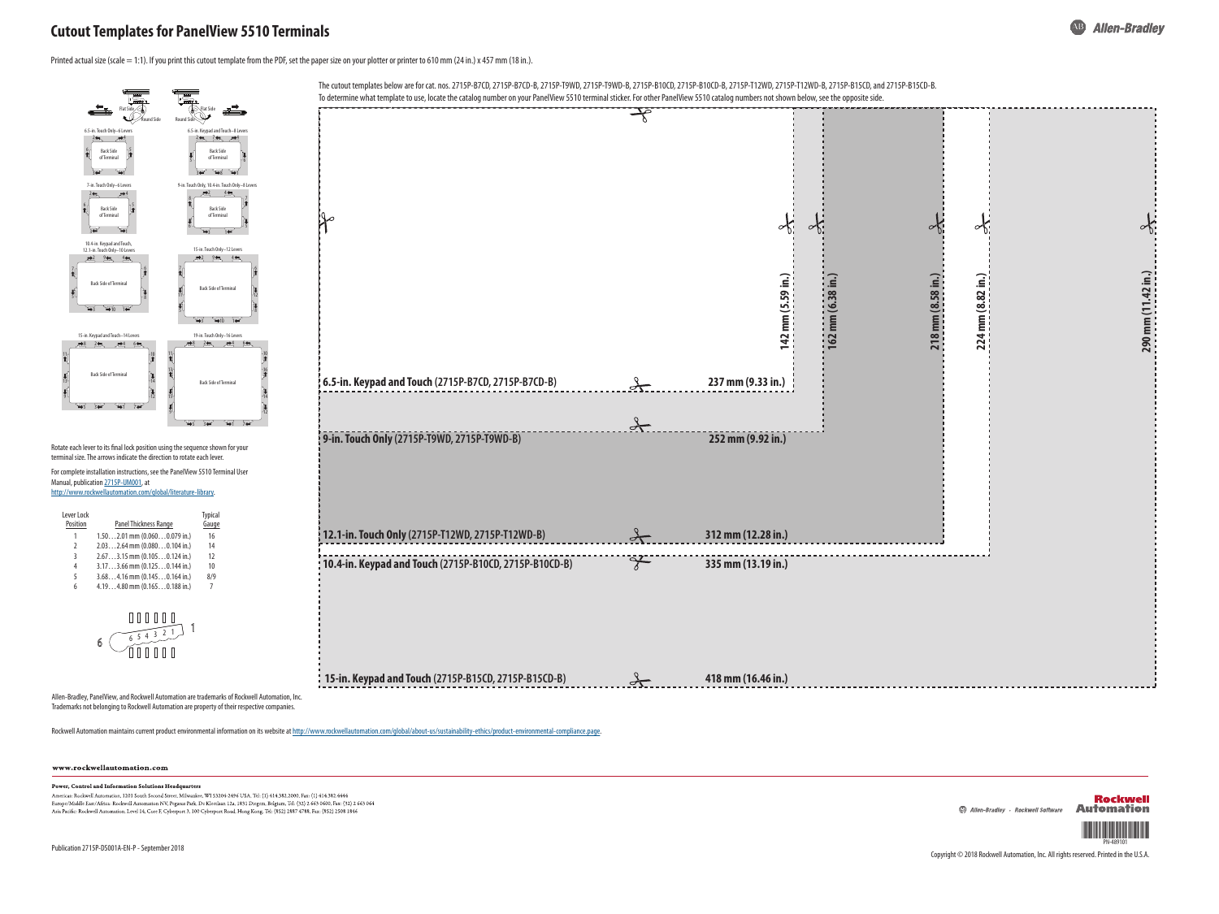# Cutout Templates for PanelView 5510 Terminals

Printed actual size (scale = 1:1). If you print this cutout template from the PDF, set the paper size on your plotter or printer to 610 mm (24 in.) x 457 mm (18 in.).

The cutout templates below are for cat. nos. 2715P-B7CD, 2715P-B7CD-B, 2715P-T9WD, 2715P-T9WD-B, 2715P-B10CD, 2715P-B10CD-B, 2715P-T12WD, 2715P-T12WD-B, 2715P-B15CD, and 2715P-B15CD-B.
To determine what template to use, locate the catalog number on your PanelView 5510 terminal sticker. For other PanelView 5510 catalog numbers not shown below, see the opposite side.

Flat Side
Round Side
Round Side
Flat Side

6.5-in. Touch Only–6 Levers
6.5-in. Keypad and Touch–8 Levers
7-in. Touch Only–6 Levers
9-in. Touch Only, 10.4-in. Touch Only–8 Levers
10.4-in. Keypad and Touch, 12.1-in. Touch Only–10 Levers
15-in. Touch Only–12 Levers
15-in. Keypad and Touch–14 Levers
19-in. Touch Only–16 Levers

Back Side of Terminal

Rotate each lever to its final lock position using the sequence shown for your terminal size. The arrows indicate the direction to rotate each lever.

For complete installation instructions, see the PanelView 5510 Terminal User Manual, publication 2715P-UM001, at http://www.rockwellautomation.com/global/literature-library.

| Lever Lock Position | Panel Thickness Range | Typical Gauge |
|---|---|---|
| 1 | 1.50…2.01 mm (0.060…0.079 in.) | 16 |
| 2 | 2.03…2.64 mm (0.080…0.104 in.) | 14 |
| 3 | 2.67…3.15 mm (0.105…0.124 in.) | 12 |
| 4 | 3.17…3.66 mm (0.125…0.144 in.) | 10 |
| 5 | 3.68…4.16 mm (0.145…0.164 in.) | 8/9 |
| 6 | 4.19…4.80 mm (0.165…0.188 in.) | 7 |

6 5 4 3 2 1

**6.5-in. Keypad and Touch** (2715P-B7CD, 2715P-B7CD-B) — **237 mm (9.33 in.)** × **142 mm (5.59 in.)**

**9-in. Touch Only** (2715P-T9WD, 2715P-T9WD-B) — **252 mm (9.92 in.)** × **162 mm (6.38 in.)**

**12.1-in. Touch Only** (2715P-T12WD, 2715P-T12WD-B) — **312 mm (12.28 in.)** × **218 mm (8.58 in.)**

**10.4-in. Keypad and Touch** (2715P-B10CD, 2715P-B10CD-B) — **335 mm (13.19 in.)** × **224 mm (8.82 in.)**

**15-in. Keypad and Touch** (2715P-B15CD, 2715P-B15CD-B) — **418 mm (16.46 in.)** × **290 mm (11.42 in.)**

Allen-Bradley, PanelView, and Rockwell Automation are trademarks of Rockwell Automation, Inc.
Trademarks not belonging to Rockwell Automation are property of their respective companies.

Rockwell Automation maintains current product environmental information on its website at http://www.rockwellautomation.com/global/about-us/sustainability-ethics/product-environmental-compliance.page.

www.rockwellautomation.com

**Power, Control and Information Solutions Headquarters**

Americas: Rockwell Automation, 1201 South Second Street, Milwaukee, WI 53204-2496 USA, Tel: (1) 414.382.2000, Fax: (1) 414.382.4444
Europe/Middle East/Africa: Rockwell Automation NV, Pegasus Park, De Kleetlaan 12a, 1831 Diegem, Belgium, Tel: (32) 2 663 0600, Fax: (32) 2 663 0640
Asia Pacific: Rockwell Automation, Level 14, Core F, Cyberport 3, 100 Cyberport Road, Hong Kong, Tel: (852) 2887 4788, Fax: (852) 2508 1846

Allen-Bradley · Rockwell Software · Rockwell Automation

PN-489101

Publication 2715P-DS001A-EN-P - September 2018

Copyright © 2018 Rockwell Automation, Inc. All rights reserved. Printed in the U.S.A.